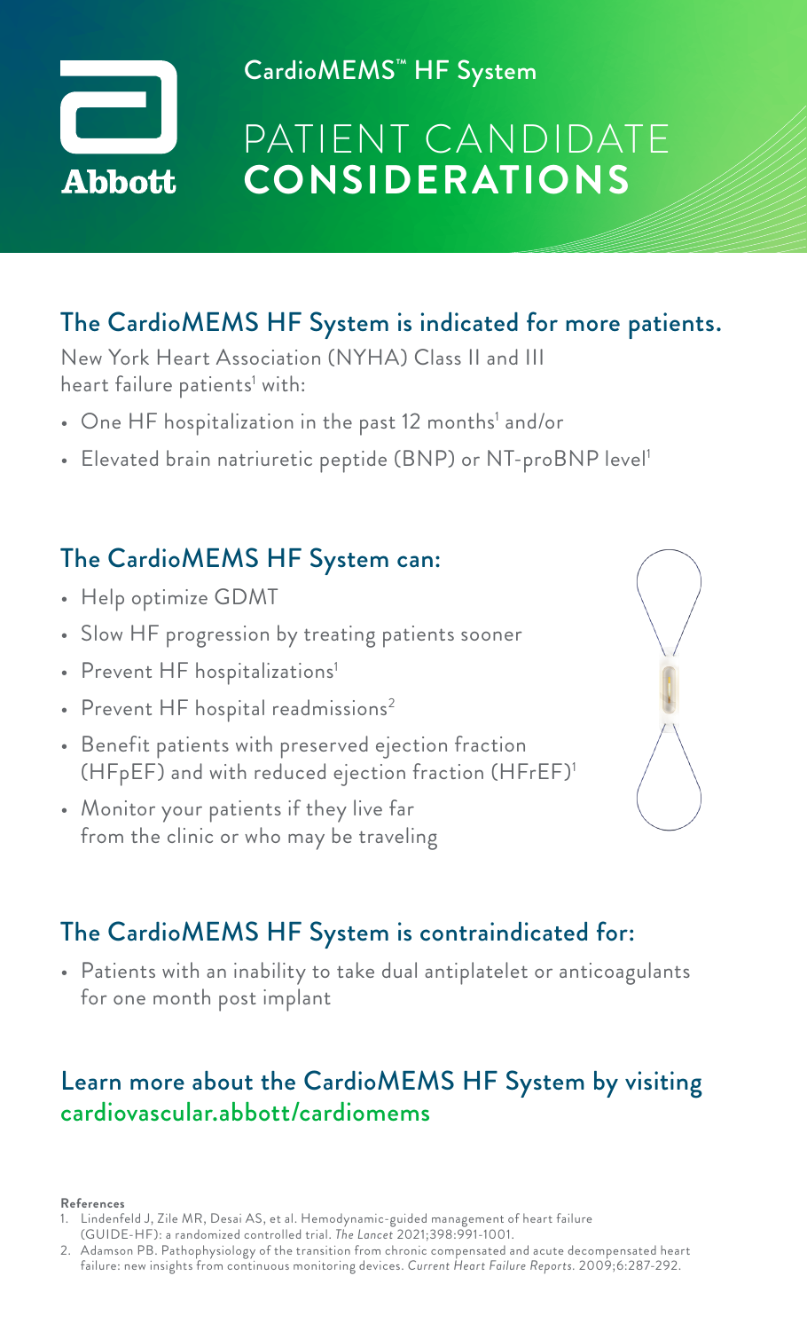Abbott

CardioMEMS™ HF System

# PATIENT CANDIDATE **CONSIDERATIONS**

## The CardioMEMS HF System is indicated for more patients.

New York Heart Association (NYHA) Class II and III heart failure patients[1] with:

- One HF hospitalization in the past 12 months[1] and/or
- Elevated brain natriuretic peptide (BNP) or NT-proBNP level[1]

## The CardioMEMS HF System can:

- Help optimize GDMT
- Slow HF progression by treating patients sooner
- Prevent HF hospitalizations[1]
- Prevent HF hospital readmissions[2]
- Benefit patients with preserved ejection fraction (HFpEF) and with reduced ejection fraction (HFrEF)[1]
- Monitor your patients if they live far from the clinic or who may be traveling

## The CardioMEMS HF System is contraindicated for:

- Patients with an inability to take dual antiplatelet or anticoagulants for one month post implant

## Learn more about the CardioMEMS HF System by visiting cardiovascular.abbott/cardiomems

**References**

1. Lindenfeld J, Zile MR, Desai AS, et al. Hemodynamic-guided management of heart failure (GUIDE-HF): a randomized controlled trial. *The Lancet* 2021;398:991-1001.
2. Adamson PB. Pathophysiology of the transition from chronic compensated and acute decompensated heart failure: new insights from continuous monitoring devices. *Current Heart Failure Reports*. 2009;6:287-292.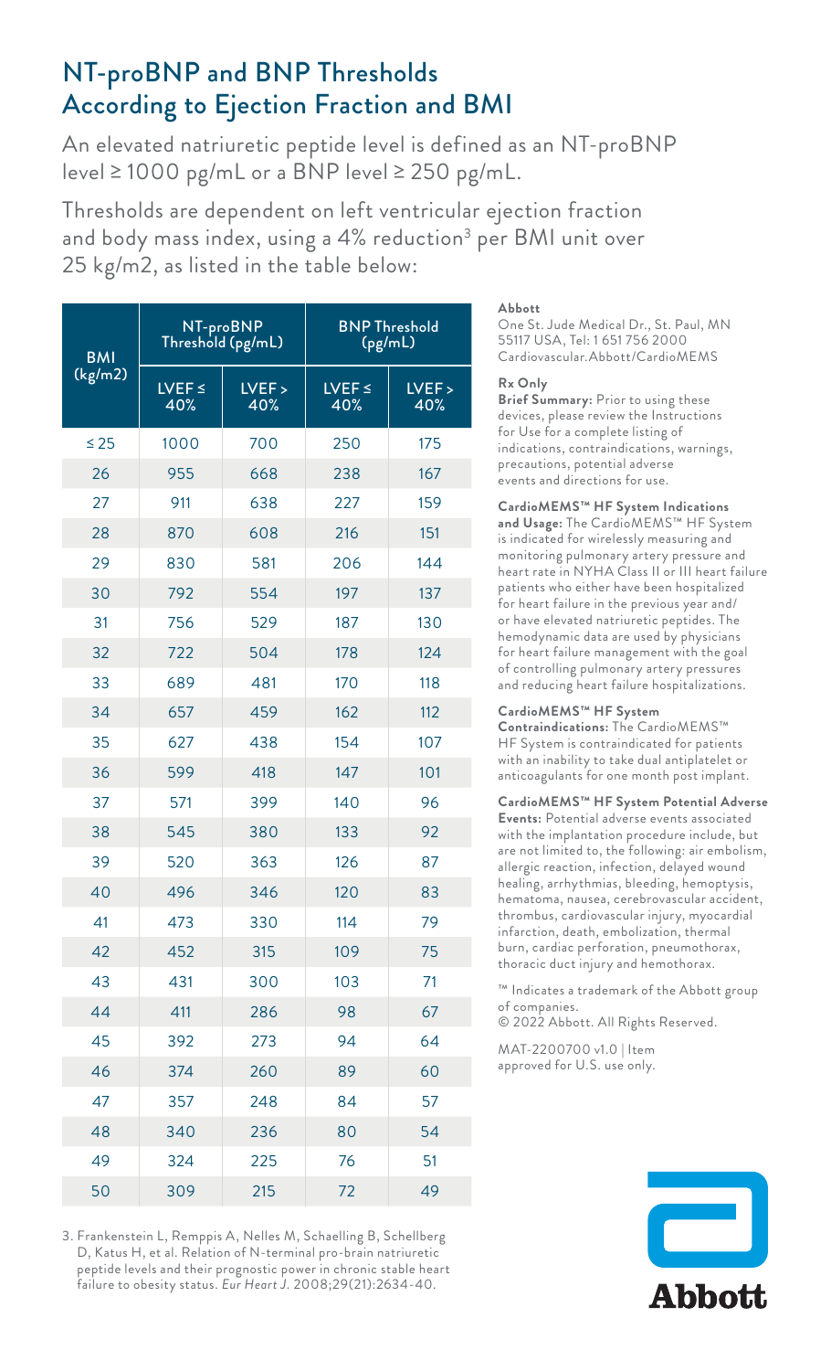# NT-proBNP and BNP Thresholds According to Ejection Fraction and BMI

An elevated natriuretic peptide level is defined as an NT-proBNP level ≥ 1000 pg/mL or a BNP level ≥ 250 pg/mL.

Thresholds are dependent on left ventricular ejection fraction and body mass index, using a 4% reduction[3] per BMI unit over 25 kg/m2, as listed in the table below:

| BMI (kg/m2) | NT-proBNP Threshold (pg/mL) | | BNP Threshold (pg/mL) | |
|---|---|---|---|---|
| | LVEF ≤ 40% | LVEF > 40% | LVEF ≤ 40% | LVEF > 40% |
| ≤ 25 | 1000 | 700 | 250 | 175 |
| 26 | 955 | 668 | 238 | 167 |
| 27 | 911 | 638 | 227 | 159 |
| 28 | 870 | 608 | 216 | 151 |
| 29 | 830 | 581 | 206 | 144 |
| 30 | 792 | 554 | 197 | 137 |
| 31 | 756 | 529 | 187 | 130 |
| 32 | 722 | 504 | 178 | 124 |
| 33 | 689 | 481 | 170 | 118 |
| 34 | 657 | 459 | 162 | 112 |
| 35 | 627 | 438 | 154 | 107 |
| 36 | 599 | 418 | 147 | 101 |
| 37 | 571 | 399 | 140 | 96 |
| 38 | 545 | 380 | 133 | 92 |
| 39 | 520 | 363 | 126 | 87 |
| 40 | 496 | 346 | 120 | 83 |
| 41 | 473 | 330 | 114 | 79 |
| 42 | 452 | 315 | 109 | 75 |
| 43 | 431 | 300 | 103 | 71 |
| 44 | 411 | 286 | 98 | 67 |
| 45 | 392 | 273 | 94 | 64 |
| 46 | 374 | 260 | 89 | 60 |
| 47 | 357 | 248 | 84 | 57 |
| 48 | 340 | 236 | 80 | 54 |
| 49 | 324 | 225 | 76 | 51 |
| 50 | 309 | 215 | 72 | 49 |

3. Frankenstein L, Remppis A, Nelles M, Schaelling B, Schellberg D, Katus H, et al. Relation of N-terminal pro-brain natriuretic peptide levels and their prognostic power in chronic stable heart failure to obesity status. *Eur Heart J.* 2008;29(21):2634-40.

**Abbott**
One St. Jude Medical Dr., St. Paul, MN 55117 USA, Tel: 1 651 756 2000
Cardiovascular.Abbott/CardioMEMS

**Rx Only**

**Brief Summary:** Prior to using these devices, please review the Instructions for Use for a complete listing of indications, contraindications, warnings, precautions, potential adverse events and directions for use.

**CardioMEMS™ HF System Indications and Usage:** The CardioMEMS™ HF System is indicated for wirelessly measuring and monitoring pulmonary artery pressure and heart rate in NYHA Class II or III heart failure patients who either have been hospitalized for heart failure in the previous year and/or have elevated natriuretic peptides. The hemodynamic data are used by physicians for heart failure management with the goal of controlling pulmonary artery pressures and reducing heart failure hospitalizations.

**CardioMEMS™ HF System Contraindications:** The CardioMEMS™ HF System is contraindicated for patients with an inability to take dual antiplatelet or anticoagulants for one month post implant.

**CardioMEMS™ HF System Potential Adverse Events:** Potential adverse events associated with the implantation procedure include, but are not limited to, the following: air embolism, allergic reaction, infection, delayed wound healing, arrhythmias, bleeding, hemoptysis, hematoma, nausea, cerebrovascular accident, thrombus, cardiovascular injury, myocardial infarction, death, embolization, thermal burn, cardiac perforation, pneumothorax, thoracic duct injury and hemothorax.

™ Indicates a trademark of the Abbott group of companies.
© 2022 Abbott. All Rights Reserved.

MAT-2200700 v1.0 | Item approved for U.S. use only.

Abbott